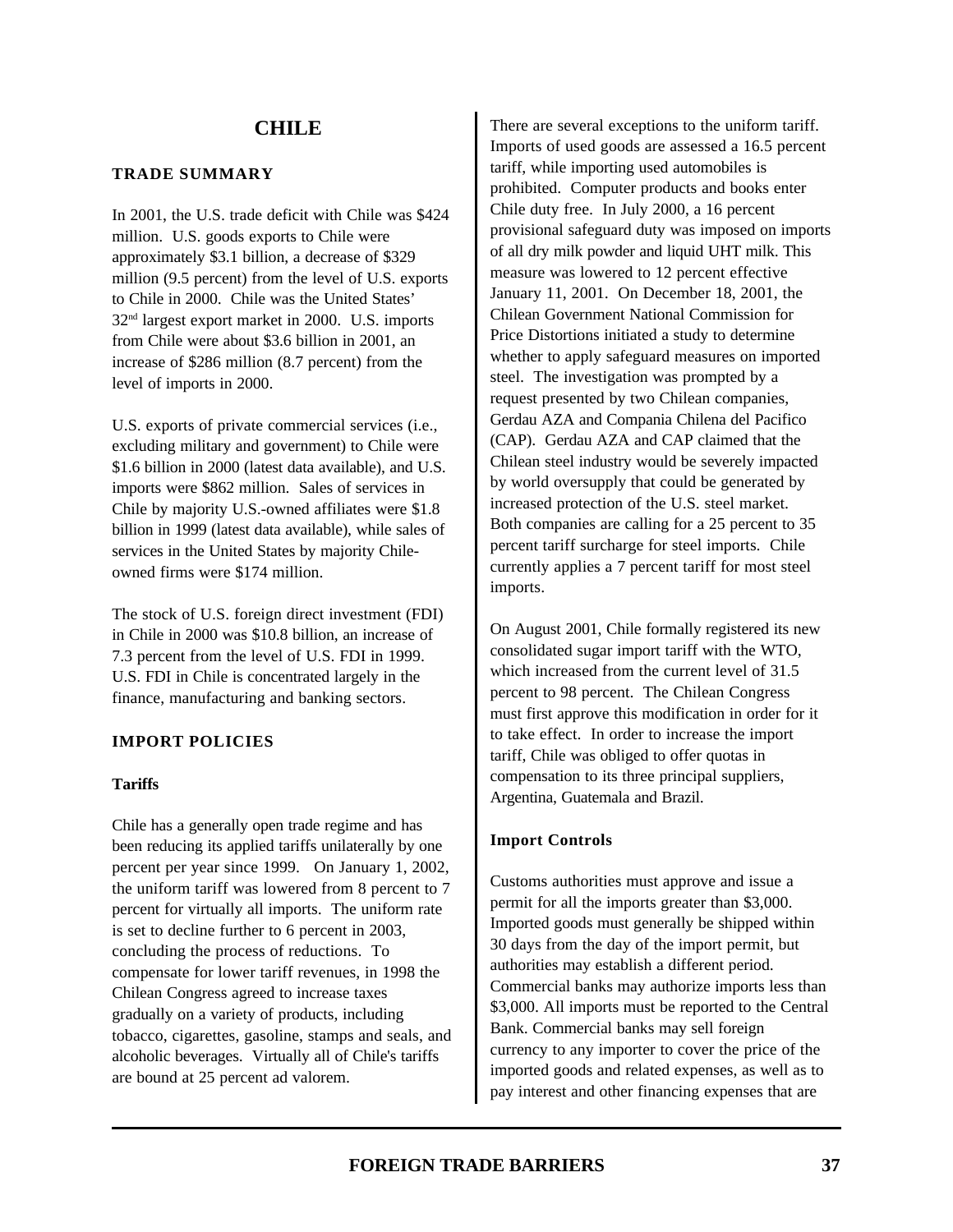# CHILE

## TRADE SUMMARY

In 2001, the U.S. trade deficit with Chile was $424 million. U.S. goods exports to Chile were approximately $3.1 billion, a decrease of $329 million (9.5 percent) from the level of U.S. exports to Chile in 2000. Chile was the United States' 32nd largest export market in 2000. U.S. imports from Chile were about $3.6 billion in 2001, an increase of $286 million (8.7 percent) from the level of imports in 2000.

U.S. exports of private commercial services (i.e., excluding military and government) to Chile were $1.6 billion in 2000 (latest data available), and U.S. imports were $862 million. Sales of services in Chile by majority U.S.-owned affiliates were $1.8 billion in 1999 (latest data available), while sales of services in the United States by majority Chile-owned firms were $174 million.

The stock of U.S. foreign direct investment (FDI) in Chile in 2000 was $10.8 billion, an increase of 7.3 percent from the level of U.S. FDI in 1999. U.S. FDI in Chile is concentrated largely in the finance, manufacturing and banking sectors.

## IMPORT POLICIES

### Tariffs

Chile has a generally open trade regime and has been reducing its applied tariffs unilaterally by one percent per year since 1999. On January 1, 2002, the uniform tariff was lowered from 8 percent to 7 percent for virtually all imports. The uniform rate is set to decline further to 6 percent in 2003, concluding the process of reductions. To compensate for lower tariff revenues, in 1998 the Chilean Congress agreed to increase taxes gradually on a variety of products, including tobacco, cigarettes, gasoline, stamps and seals, and alcoholic beverages. Virtually all of Chile's tariffs are bound at 25 percent ad valorem.

There are several exceptions to the uniform tariff. Imports of used goods are assessed a 16.5 percent tariff, while importing used automobiles is prohibited. Computer products and books enter Chile duty free. In July 2000, a 16 percent provisional safeguard duty was imposed on imports of all dry milk powder and liquid UHT milk. This measure was lowered to 12 percent effective January 11, 2001. On December 18, 2001, the Chilean Government National Commission for Price Distortions initiated a study to determine whether to apply safeguard measures on imported steel. The investigation was prompted by a request presented by two Chilean companies, Gerdau AZA and Compania Chilena del Pacifico (CAP). Gerdau AZA and CAP claimed that the Chilean steel industry would be severely impacted by world oversupply that could be generated by increased protection of the U.S. steel market. Both companies are calling for a 25 percent to 35 percent tariff surcharge for steel imports. Chile currently applies a 7 percent tariff for most steel imports.

On August 2001, Chile formally registered its new consolidated sugar import tariff with the WTO, which increased from the current level of 31.5 percent to 98 percent. The Chilean Congress must first approve this modification in order for it to take effect. In order to increase the import tariff, Chile was obliged to offer quotas in compensation to its three principal suppliers, Argentina, Guatemala and Brazil.

### Import Controls

Customs authorities must approve and issue a permit for all the imports greater than $3,000. Imported goods must generally be shipped within 30 days from the day of the import permit, but authorities may establish a different period. Commercial banks may authorize imports less than $3,000. All imports must be reported to the Central Bank. Commercial banks may sell foreign currency to any importer to cover the price of the imported goods and related expenses, as well as to pay interest and other financing expenses that are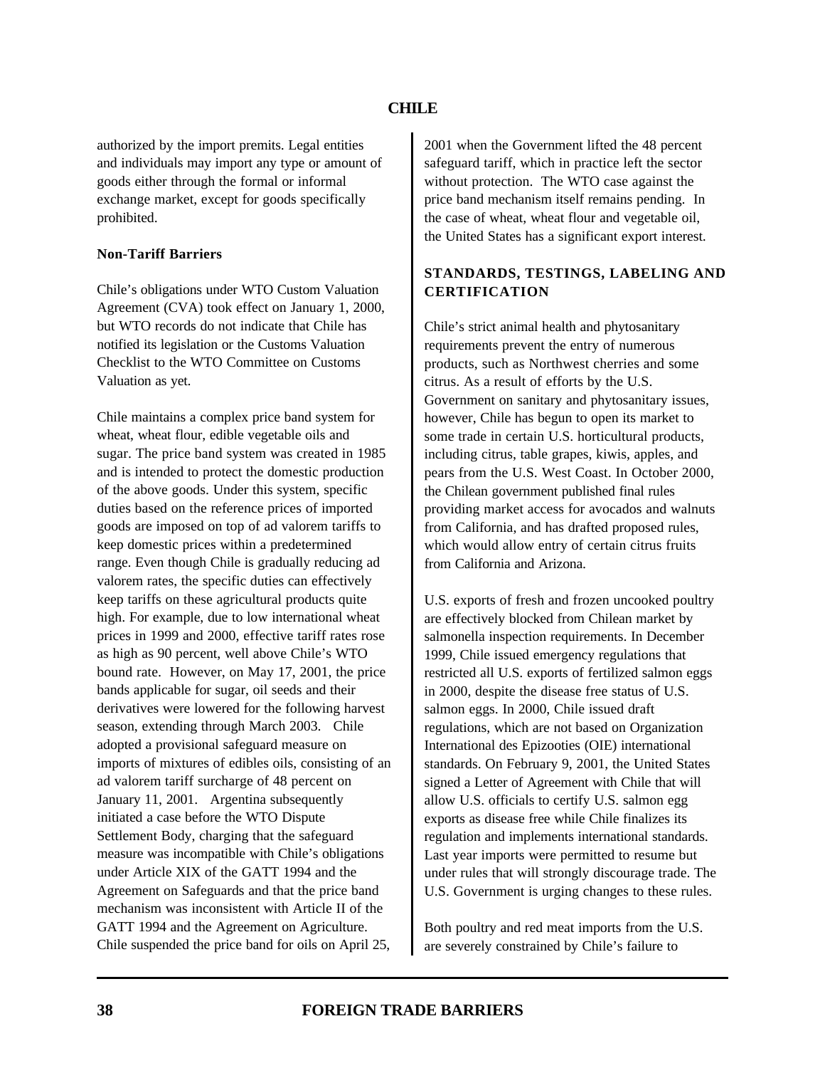authorized by the import premits. Legal entities and individuals may import any type or amount of goods either through the formal or informal exchange market, except for goods specifically prohibited.

**Non-Tariff Barriers**

Chile's obligations under WTO Custom Valuation Agreement (CVA) took effect on January 1, 2000, but WTO records do not indicate that Chile has notified its legislation or the Customs Valuation Checklist to the WTO Committee on Customs Valuation as yet.

Chile maintains a complex price band system for wheat, wheat flour, edible vegetable oils and sugar. The price band system was created in 1985 and is intended to protect the domestic production of the above goods. Under this system, specific duties based on the reference prices of imported goods are imposed on top of ad valorem tariffs to keep domestic prices within a predetermined range. Even though Chile is gradually reducing ad valorem rates, the specific duties can effectively keep tariffs on these agricultural products quite high. For example, due to low international wheat prices in 1999 and 2000, effective tariff rates rose as high as 90 percent, well above Chile's WTO bound rate. However, on May 17, 2001, the price bands applicable for sugar, oil seeds and their derivatives were lowered for the following harvest season, extending through March 2003. Chile adopted a provisional safeguard measure on imports of mixtures of edibles oils, consisting of an ad valorem tariff surcharge of 48 percent on January 11, 2001. Argentina subsequently initiated a case before the WTO Dispute Settlement Body, charging that the safeguard measure was incompatible with Chile's obligations under Article XIX of the GATT 1994 and the Agreement on Safeguards and that the price band mechanism was inconsistent with Article II of the GATT 1994 and the Agreement on Agriculture. Chile suspended the price band for oils on April 25, 2001 when the Government lifted the 48 percent safeguard tariff, which in practice left the sector without protection. The WTO case against the price band mechanism itself remains pending. In the case of wheat, wheat flour and vegetable oil, the United States has a significant export interest.

## STANDARDS, TESTINGS, LABELING AND CERTIFICATION

Chile's strict animal health and phytosanitary requirements prevent the entry of numerous products, such as Northwest cherries and some citrus. As a result of efforts by the U.S. Government on sanitary and phytosanitary issues, however, Chile has begun to open its market to some trade in certain U.S. horticultural products, including citrus, table grapes, kiwis, apples, and pears from the U.S. West Coast. In October 2000, the Chilean government published final rules providing market access for avocados and walnuts from California, and has drafted proposed rules, which would allow entry of certain citrus fruits from California and Arizona.

U.S. exports of fresh and frozen uncooked poultry are effectively blocked from Chilean market by salmonella inspection requirements. In December 1999, Chile issued emergency regulations that restricted all U.S. exports of fertilized salmon eggs in 2000, despite the disease free status of U.S. salmon eggs. In 2000, Chile issued draft regulations, which are not based on Organization International des Epizooties (OIE) international standards. On February 9, 2001, the United States signed a Letter of Agreement with Chile that will allow U.S. officials to certify U.S. salmon egg exports as disease free while Chile finalizes its regulation and implements international standards. Last year imports were permitted to resume but under rules that will strongly discourage trade. The U.S. Government is urging changes to these rules.

Both poultry and red meat imports from the U.S. are severely constrained by Chile's failure to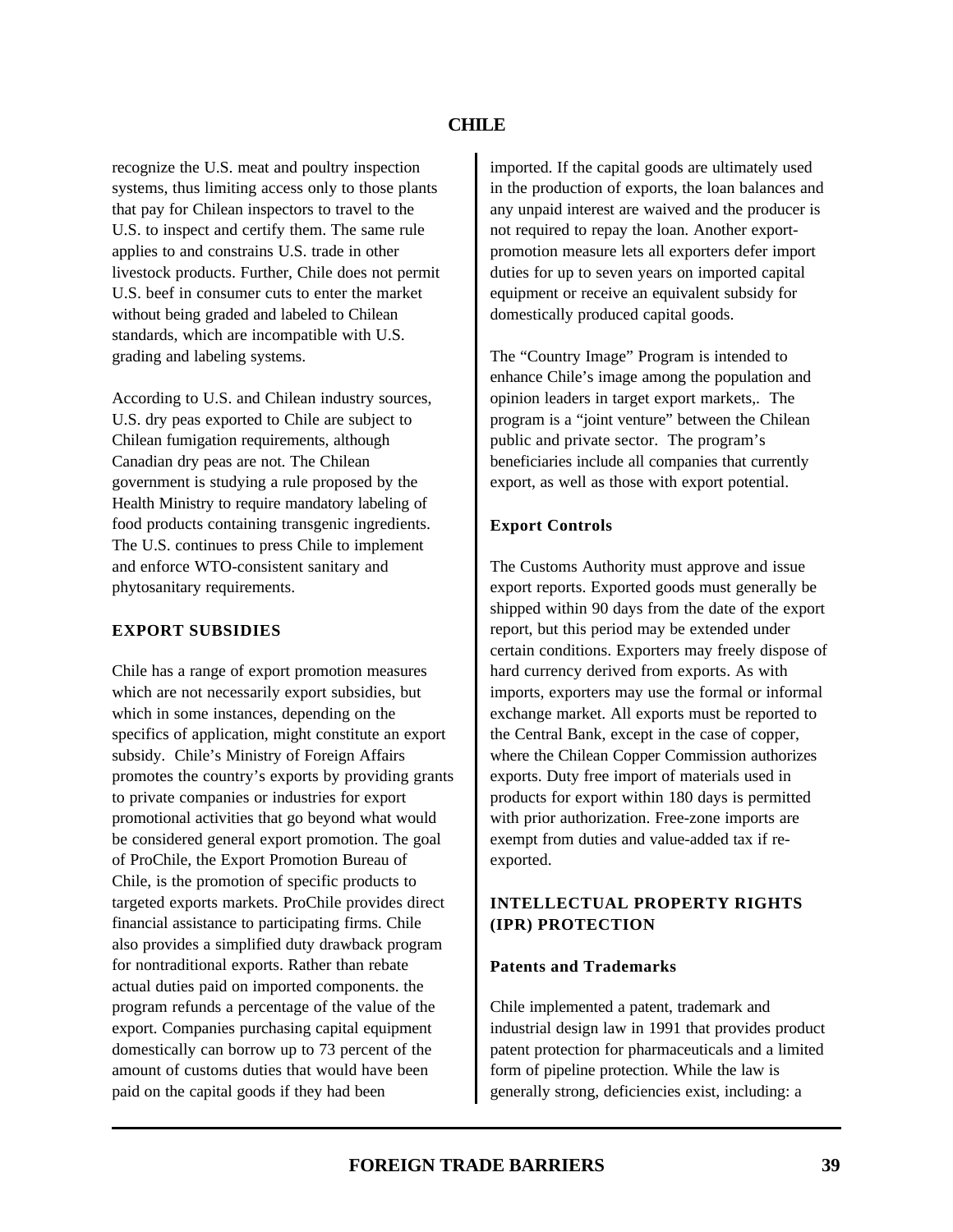recognize the U.S. meat and poultry inspection systems, thus limiting access only to those plants that pay for Chilean inspectors to travel to the U.S. to inspect and certify them. The same rule applies to and constrains U.S. trade in other livestock products. Further, Chile does not permit U.S. beef in consumer cuts to enter the market without being graded and labeled to Chilean standards, which are incompatible with U.S. grading and labeling systems.

According to U.S. and Chilean industry sources, U.S. dry peas exported to Chile are subject to Chilean fumigation requirements, although Canadian dry peas are not. The Chilean government is studying a rule proposed by the Health Ministry to require mandatory labeling of food products containing transgenic ingredients. The U.S. continues to press Chile to implement and enforce WTO-consistent sanitary and phytosanitary requirements.

## EXPORT SUBSIDIES

Chile has a range of export promotion measures which are not necessarily export subsidies, but which in some instances, depending on the specifics of application, might constitute an export subsidy. Chile's Ministry of Foreign Affairs promotes the country's exports by providing grants to private companies or industries for export promotional activities that go beyond what would be considered general export promotion. The goal of ProChile, the Export Promotion Bureau of Chile, is the promotion of specific products to targeted exports markets. ProChile provides direct financial assistance to participating firms. Chile also provides a simplified duty drawback program for nontraditional exports. Rather than rebate actual duties paid on imported components. the program refunds a percentage of the value of the export. Companies purchasing capital equipment domestically can borrow up to 73 percent of the amount of customs duties that would have been paid on the capital goods if they had been imported. If the capital goods are ultimately used in the production of exports, the loan balances and any unpaid interest are waived and the producer is not required to repay the loan. Another export-promotion measure lets all exporters defer import duties for up to seven years on imported capital equipment or receive an equivalent subsidy for domestically produced capital goods.

The "Country Image" Program is intended to enhance Chile's image among the population and opinion leaders in target export markets,. The program is a "joint venture" between the Chilean public and private sector. The program's beneficiaries include all companies that currently export, as well as those with export potential.

### Export Controls

The Customs Authority must approve and issue export reports. Exported goods must generally be shipped within 90 days from the date of the export report, but this period may be extended under certain conditions. Exporters may freely dispose of hard currency derived from exports. As with imports, exporters may use the formal or informal exchange market. All exports must be reported to the Central Bank, except in the case of copper, where the Chilean Copper Commission authorizes exports. Duty free import of materials used in products for export within 180 days is permitted with prior authorization. Free-zone imports are exempt from duties and value-added tax if re-exported.

## INTELLECTUAL PROPERTY RIGHTS (IPR) PROTECTION

### Patents and Trademarks

Chile implemented a patent, trademark and industrial design law in 1991 that provides product patent protection for pharmaceuticals and a limited form of pipeline protection. While the law is generally strong, deficiencies exist, including: a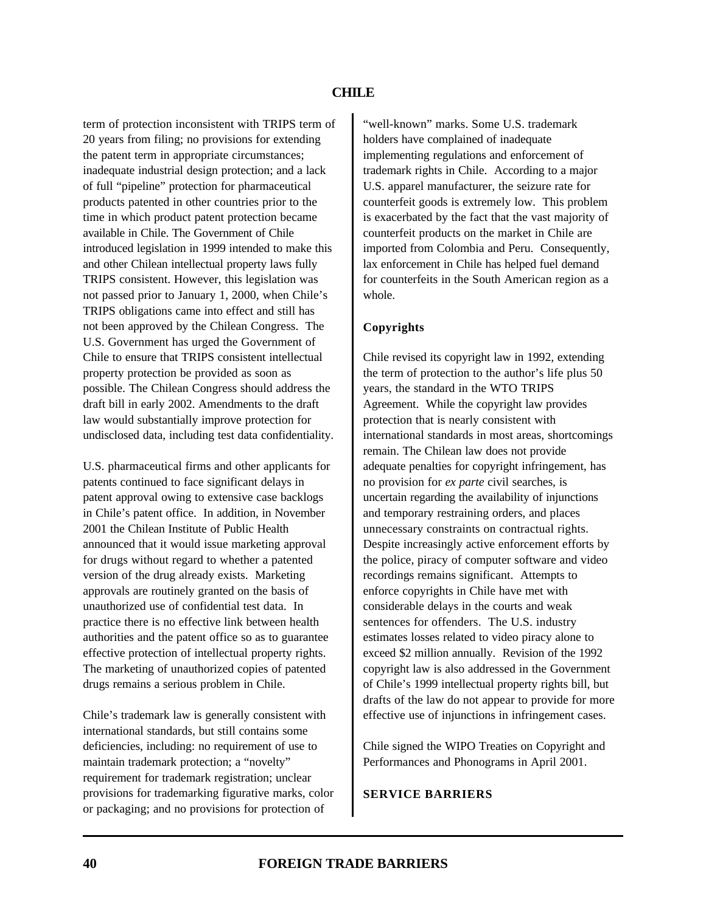term of protection inconsistent with TRIPS term of 20 years from filing; no provisions for extending the patent term in appropriate circumstances; inadequate industrial design protection; and a lack of full "pipeline" protection for pharmaceutical products patented in other countries prior to the time in which product patent protection became available in Chile. The Government of Chile introduced legislation in 1999 intended to make this and other Chilean intellectual property laws fully TRIPS consistent. However, this legislation was not passed prior to January 1, 2000, when Chile's TRIPS obligations came into effect and still has not been approved by the Chilean Congress. The U.S. Government has urged the Government of Chile to ensure that TRIPS consistent intellectual property protection be provided as soon as possible. The Chilean Congress should address the draft bill in early 2002. Amendments to the draft law would substantially improve protection for undisclosed data, including test data confidentiality.

U.S. pharmaceutical firms and other applicants for patents continued to face significant delays in patent approval owing to extensive case backlogs in Chile's patent office. In addition, in November 2001 the Chilean Institute of Public Health announced that it would issue marketing approval for drugs without regard to whether a patented version of the drug already exists. Marketing approvals are routinely granted on the basis of unauthorized use of confidential test data. In practice there is no effective link between health authorities and the patent office so as to guarantee effective protection of intellectual property rights. The marketing of unauthorized copies of patented drugs remains a serious problem in Chile.

Chile's trademark law is generally consistent with international standards, but still contains some deficiencies, including: no requirement of use to maintain trademark protection; a "novelty" requirement for trademark registration; unclear provisions for trademarking figurative marks, color or packaging; and no provisions for protection of "well-known" marks. Some U.S. trademark holders have complained of inadequate implementing regulations and enforcement of trademark rights in Chile. According to a major U.S. apparel manufacturer, the seizure rate for counterfeit goods is extremely low. This problem is exacerbated by the fact that the vast majority of counterfeit products on the market in Chile are imported from Colombia and Peru. Consequently, lax enforcement in Chile has helped fuel demand for counterfeits in the South American region as a whole.

### Copyrights

Chile revised its copyright law in 1992, extending the term of protection to the author's life plus 50 years, the standard in the WTO TRIPS Agreement. While the copyright law provides protection that is nearly consistent with international standards in most areas, shortcomings remain. The Chilean law does not provide adequate penalties for copyright infringement, has no provision for *ex parte* civil searches, is uncertain regarding the availability of injunctions and temporary restraining orders, and places unnecessary constraints on contractual rights. Despite increasingly active enforcement efforts by the police, piracy of computer software and video recordings remains significant. Attempts to enforce copyrights in Chile have met with considerable delays in the courts and weak sentences for offenders. The U.S. industry estimates losses related to video piracy alone to exceed $2 million annually. Revision of the 1992 copyright law is also addressed in the Government of Chile's 1999 intellectual property rights bill, but drafts of the law do not appear to provide for more effective use of injunctions in infringement cases.

Chile signed the WIPO Treaties on Copyright and Performances and Phonograms in April 2001.

## SERVICE BARRIERS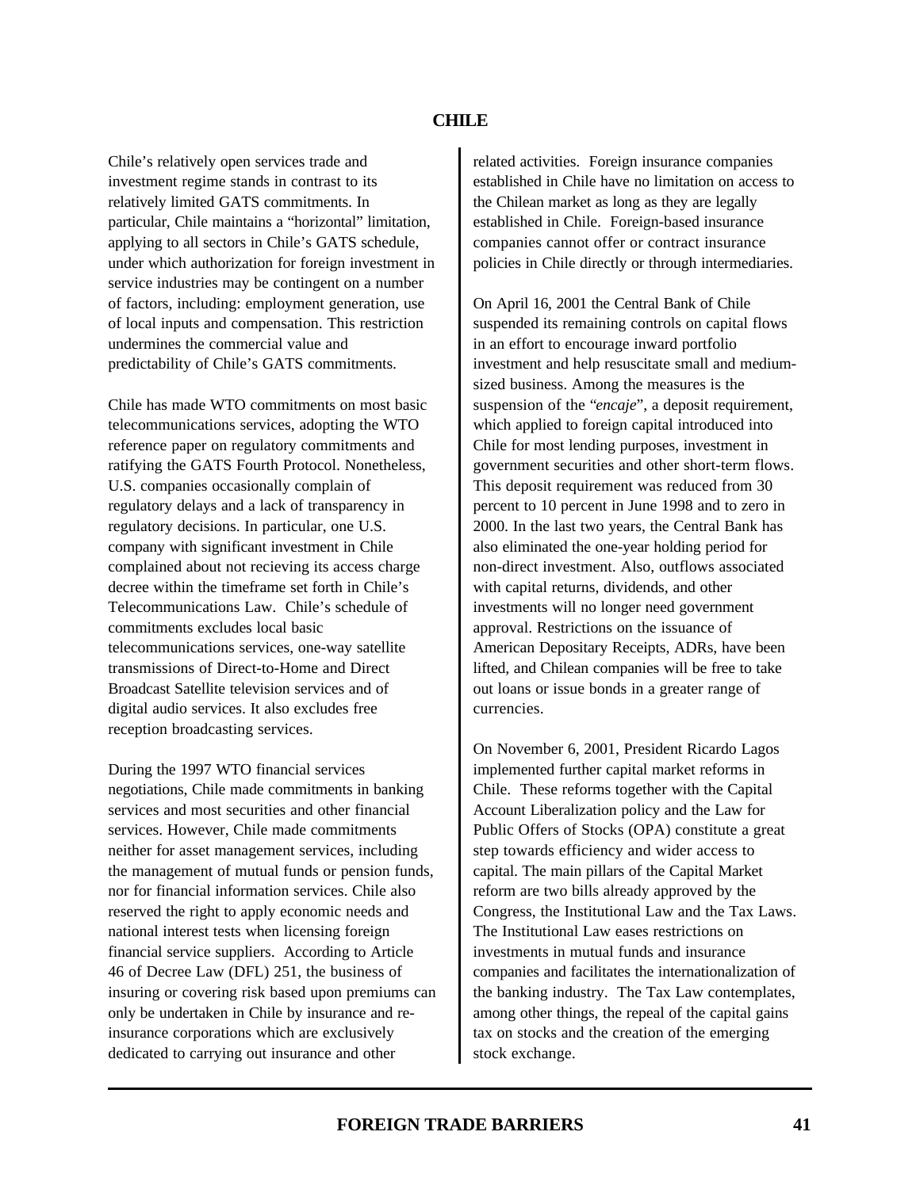# CHILE

Chile's relatively open services trade and investment regime stands in contrast to its relatively limited GATS commitments. In particular, Chile maintains a "horizontal" limitation, applying to all sectors in Chile's GATS schedule, under which authorization for foreign investment in service industries may be contingent on a number of factors, including: employment generation, use of local inputs and compensation. This restriction undermines the commercial value and predictability of Chile's GATS commitments.

Chile has made WTO commitments on most basic telecommunications services, adopting the WTO reference paper on regulatory commitments and ratifying the GATS Fourth Protocol. Nonetheless, U.S. companies occasionally complain of regulatory delays and a lack of transparency in regulatory decisions. In particular, one U.S. company with significant investment in Chile complained about not recieving its access charge decree within the timeframe set forth in Chile's Telecommunications Law. Chile's schedule of commitments excludes local basic telecommunications services, one-way satellite transmissions of Direct-to-Home and Direct Broadcast Satellite television services and of digital audio services. It also excludes free reception broadcasting services.

During the 1997 WTO financial services negotiations, Chile made commitments in banking services and most securities and other financial services. However, Chile made commitments neither for asset management services, including the management of mutual funds or pension funds, nor for financial information services. Chile also reserved the right to apply economic needs and national interest tests when licensing foreign financial service suppliers. According to Article 46 of Decree Law (DFL) 251, the business of insuring or covering risk based upon premiums can only be undertaken in Chile by insurance and re-insurance corporations which are exclusively dedicated to carrying out insurance and other related activities. Foreign insurance companies established in Chile have no limitation on access to the Chilean market as long as they are legally established in Chile. Foreign-based insurance companies cannot offer or contract insurance policies in Chile directly or through intermediaries.

On April 16, 2001 the Central Bank of Chile suspended its remaining controls on capital flows in an effort to encourage inward portfolio investment and help resuscitate small and medium-sized business. Among the measures is the suspension of the "*encaje*", a deposit requirement, which applied to foreign capital introduced into Chile for most lending purposes, investment in government securities and other short-term flows. This deposit requirement was reduced from 30 percent to 10 percent in June 1998 and to zero in 2000. In the last two years, the Central Bank has also eliminated the one-year holding period for non-direct investment. Also, outflows associated with capital returns, dividends, and other investments will no longer need government approval. Restrictions on the issuance of American Depositary Receipts, ADRs, have been lifted, and Chilean companies will be free to take out loans or issue bonds in a greater range of currencies.

On November 6, 2001, President Ricardo Lagos implemented further capital market reforms in Chile. These reforms together with the Capital Account Liberalization policy and the Law for Public Offers of Stocks (OPA) constitute a great step towards efficiency and wider access to capital. The main pillars of the Capital Market reform are two bills already approved by the Congress, the Institutional Law and the Tax Laws. The Institutional Law eases restrictions on investments in mutual funds and insurance companies and facilitates the internationalization of the banking industry. The Tax Law contemplates, among other things, the repeal of the capital gains tax on stocks and the creation of the emerging stock exchange.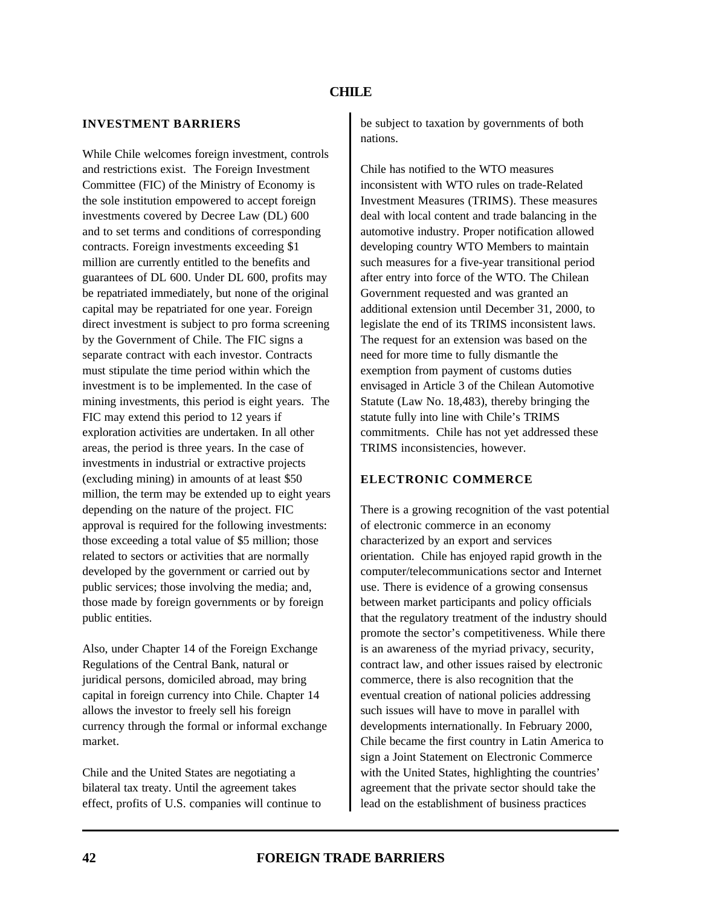# CHILE

## INVESTMENT BARRIERS

While Chile welcomes foreign investment, controls and restrictions exist. The Foreign Investment Committee (FIC) of the Ministry of Economy is the sole institution empowered to accept foreign investments covered by Decree Law (DL) 600 and to set terms and conditions of corresponding contracts. Foreign investments exceeding $1 million are currently entitled to the benefits and guarantees of DL 600. Under DL 600, profits may be repatriated immediately, but none of the original capital may be repatriated for one year. Foreign direct investment is subject to pro forma screening by the Government of Chile. The FIC signs a separate contract with each investor. Contracts must stipulate the time period within which the investment is to be implemented. In the case of mining investments, this period is eight years. The FIC may extend this period to 12 years if exploration activities are undertaken. In all other areas, the period is three years. In the case of investments in industrial or extractive projects (excluding mining) in amounts of at least $50 million, the term may be extended up to eight years depending on the nature of the project. FIC approval is required for the following investments: those exceeding a total value of $5 million; those related to sectors or activities that are normally developed by the government or carried out by public services; those involving the media; and, those made by foreign governments or by foreign public entities.

Also, under Chapter 14 of the Foreign Exchange Regulations of the Central Bank, natural or juridical persons, domiciled abroad, may bring capital in foreign currency into Chile. Chapter 14 allows the investor to freely sell his foreign currency through the formal or informal exchange market.

Chile and the United States are negotiating a bilateral tax treaty. Until the agreement takes effect, profits of U.S. companies will continue to be subject to taxation by governments of both nations.

Chile has notified to the WTO measures inconsistent with WTO rules on trade-Related Investment Measures (TRIMS). These measures deal with local content and trade balancing in the automotive industry. Proper notification allowed developing country WTO Members to maintain such measures for a five-year transitional period after entry into force of the WTO. The Chilean Government requested and was granted an additional extension until December 31, 2000, to legislate the end of its TRIMS inconsistent laws. The request for an extension was based on the need for more time to fully dismantle the exemption from payment of customs duties envisaged in Article 3 of the Chilean Automotive Statute (Law No. 18,483), thereby bringing the statute fully into line with Chile's TRIMS commitments. Chile has not yet addressed these TRIMS inconsistencies, however.

## ELECTRONIC COMMERCE

There is a growing recognition of the vast potential of electronic commerce in an economy characterized by an export and services orientation. Chile has enjoyed rapid growth in the computer/telecommunications sector and Internet use. There is evidence of a growing consensus between market participants and policy officials that the regulatory treatment of the industry should promote the sector's competitiveness. While there is an awareness of the myriad privacy, security, contract law, and other issues raised by electronic commerce, there is also recognition that the eventual creation of national policies addressing such issues will have to move in parallel with developments internationally. In February 2000, Chile became the first country in Latin America to sign a Joint Statement on Electronic Commerce with the United States, highlighting the countries' agreement that the private sector should take the lead on the establishment of business practices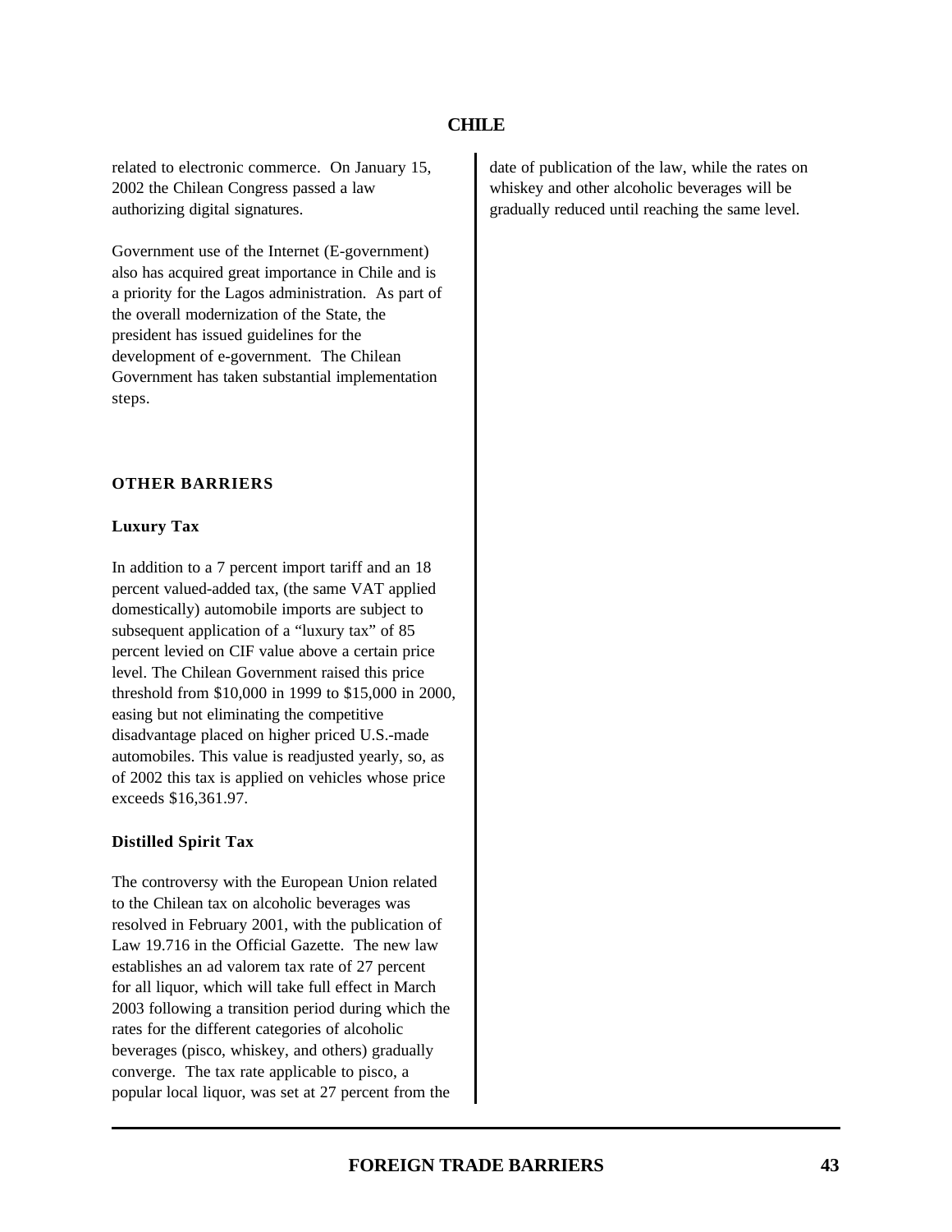related to electronic commerce. On January 15, 2002 the Chilean Congress passed a law authorizing digital signatures.

Government use of the Internet (E-government) also has acquired great importance in Chile and is a priority for the Lagos administration. As part of the overall modernization of the State, the president has issued guidelines for the development of e-government. The Chilean Government has taken substantial implementation steps.

## OTHER BARRIERS

### Luxury Tax

In addition to a 7 percent import tariff and an 18 percent valued-added tax, (the same VAT applied domestically) automobile imports are subject to subsequent application of a "luxury tax" of 85 percent levied on CIF value above a certain price level. The Chilean Government raised this price threshold from $10,000 in 1999 to $15,000 in 2000, easing but not eliminating the competitive disadvantage placed on higher priced U.S.-made automobiles. This value is readjusted yearly, so, as of 2002 this tax is applied on vehicles whose price exceeds $16,361.97.

### Distilled Spirit Tax

The controversy with the European Union related to the Chilean tax on alcoholic beverages was resolved in February 2001, with the publication of Law 19.716 in the Official Gazette. The new law establishes an ad valorem tax rate of 27 percent for all liquor, which will take full effect in March 2003 following a transition period during which the rates for the different categories of alcoholic beverages (pisco, whiskey, and others) gradually converge. The tax rate applicable to pisco, a popular local liquor, was set at 27 percent from the date of publication of the law, while the rates on whiskey and other alcoholic beverages will be gradually reduced until reaching the same level.